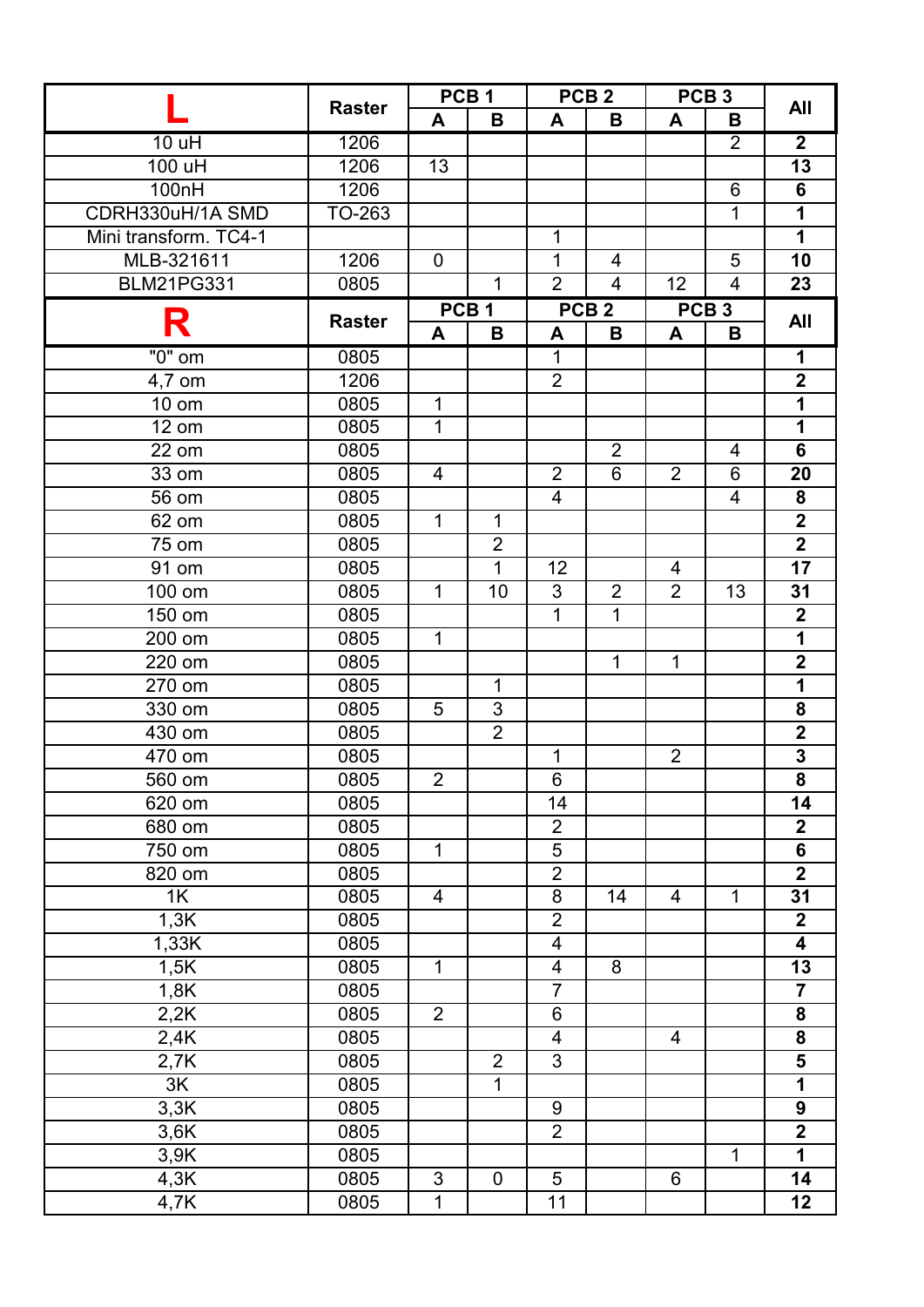| L | Raster | PCB 1 | | PCB 2 | | PCB 3 | | All |
|---|---|---|---|---|---|---|---|---|
| | | A | B | A | B | A | B | |
| 10 uH | 1206 | | | | | | 2 | **2** |
| 100 uH | 1206 | 13 | | | | | | **13** |
| 100nH | 1206 | | | | | | 6 | **6** |
| CDRH330uH/1A SMD | TO-263 | | | | | | 1 | **1** |
| Mini transform. TC4-1 | | | | 1 | | | | **1** |
| MLB-321611 | 1206 | 0 | | 1 | 4 | | 5 | **10** |
| BLM21PG331 | 0805 | | 1 | 2 | 4 | 12 | 4 | **23** |

| R | Raster | PCB 1 | | PCB 2 | | PCB 3 | | All |
|---|---|---|---|---|---|---|---|---|
| | | A | B | A | B | A | B | |
| "0" om | 0805 | | | 1 | | | | **1** |
| 4,7 om | 1206 | | | 2 | | | | **2** |
| 10 om | 0805 | 1 | | | | | | **1** |
| 12 om | 0805 | 1 | | | | | | **1** |
| 22 om | 0805 | | | | 2 | | 4 | **6** |
| 33 om | 0805 | 4 | | 2 | 6 | 2 | 6 | **20** |
| 56 om | 0805 | | | 4 | | | 4 | **8** |
| 62 om | 0805 | 1 | 1 | | | | | **2** |
| 75 om | 0805 | | 2 | | | | | **2** |
| 91 om | 0805 | | 1 | 12 | | 4 | | **17** |
| 100 om | 0805 | 1 | 10 | 3 | 2 | 2 | 13 | **31** |
| 150 om | 0805 | | | 1 | 1 | | | **2** |
| 200 om | 0805 | 1 | | | | | | **1** |
| 220 om | 0805 | | | | 1 | 1 | | **2** |
| 270 om | 0805 | | 1 | | | | | **1** |
| 330 om | 0805 | 5 | 3 | | | | | **8** |
| 430 om | 0805 | | 2 | | | | | **2** |
| 470 om | 0805 | | | 1 | | 2 | | **3** |
| 560 om | 0805 | 2 | | 6 | | | | **8** |
| 620 om | 0805 | | | 14 | | | | **14** |
| 680 om | 0805 | | | 2 | | | | **2** |
| 750 om | 0805 | 1 | | 5 | | | | **6** |
| 820 om | 0805 | | | 2 | | | | **2** |
| 1K | 0805 | 4 | | 8 | 14 | 4 | 1 | **31** |
| 1,3K | 0805 | | | 2 | | | | **2** |
| 1,33K | 0805 | | | 4 | | | | **4** |
| 1,5K | 0805 | 1 | | 4 | 8 | | | **13** |
| 1,8K | 0805 | | | 7 | | | | **7** |
| 2,2K | 0805 | 2 | | 6 | | | | **8** |
| 2,4K | 0805 | | | 4 | | 4 | | **8** |
| 2,7K | 0805 | | 2 | 3 | | | | **5** |
| 3K | 0805 | | 1 | | | | | **1** |
| 3,3K | 0805 | | | 9 | | | | **9** |
| 3,6K | 0805 | | | 2 | | | | **2** |
| 3,9K | 0805 | | | | | | 1 | **1** |
| 4,3K | 0805 | 3 | 0 | 5 | | 6 | | **14** |
| 4,7K | 0805 | 1 | | 11 | | | | **12** |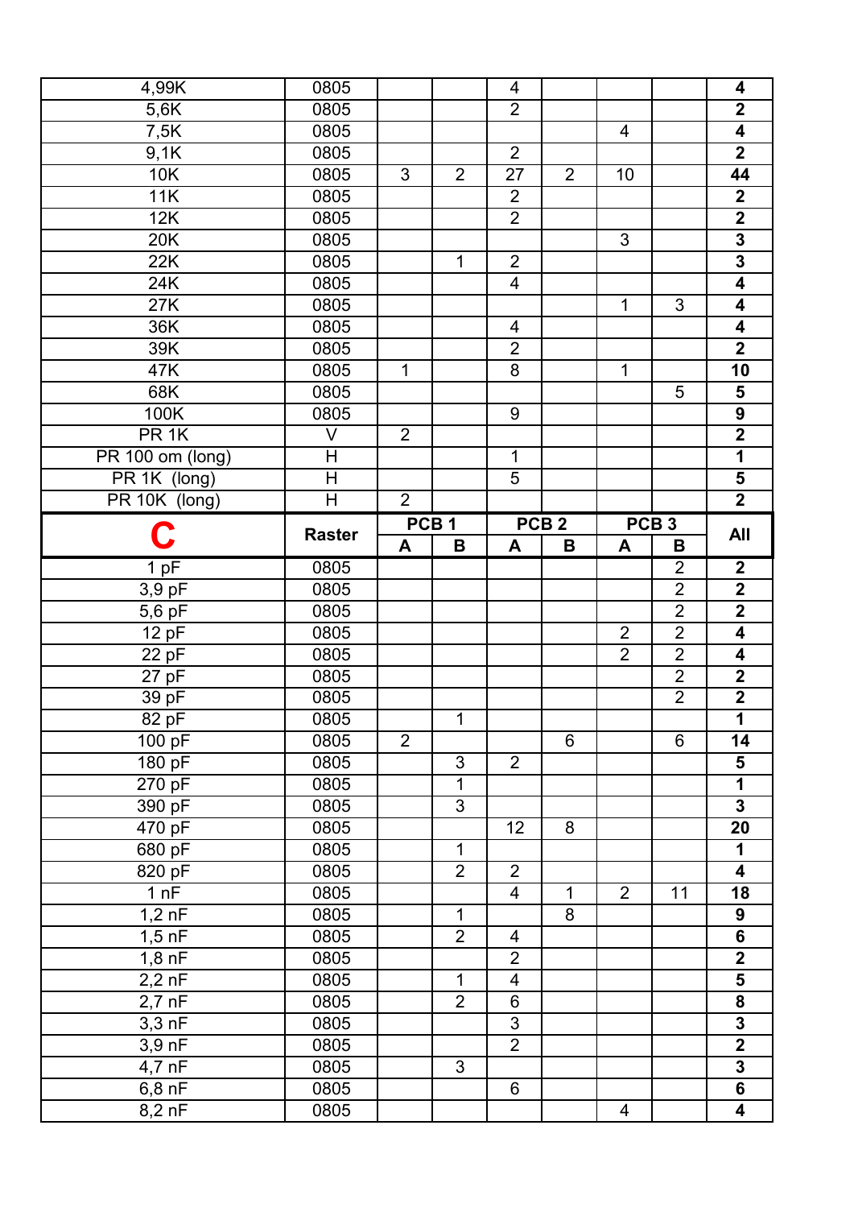| | | | | | | | | |
|---|---|---|---|---|---|---|---|---|
| 4,99K | 0805 | | | 4 | | | | **4** |
| 5,6K | 0805 | | | 2 | | | | **2** |
| 7,5K | 0805 | | | | | 4 | | **4** |
| 9,1K | 0805 | | | 2 | | | | **2** |
| 10K | 0805 | 3 | 2 | 27 | 2 | 10 | | **44** |
| 11K | 0805 | | | 2 | | | | **2** |
| 12K | 0805 | | | 2 | | | | **2** |
| 20K | 0805 | | | | | 3 | | **3** |
| 22K | 0805 | | 1 | 2 | | | | **3** |
| 24K | 0805 | | | 4 | | | | **4** |
| 27K | 0805 | | | | | 1 | 3 | **4** |
| 36K | 0805 | | | 4 | | | | **4** |
| 39K | 0805 | | | 2 | | | | **2** |
| 47K | 0805 | 1 | | 8 | | 1 | | **10** |
| 68K | 0805 | | | | | | 5 | **5** |
| 100K | 0805 | | | 9 | | | | **9** |
| PR 1K | V | 2 | | | | | | **2** |
| PR 100 om (long) | H | | | 1 | | | | **1** |
| PR 1K (long) | H | | | 5 | | | | **5** |
| PR 10K (long) | H | 2 | | | | | | **2** |

| **C** | **Raster** | **PCB 1** | | **PCB 2** | | **PCB 3** | | **All** |
|---|---|---|---|---|---|---|---|---|
| | | **A** | **B** | **A** | **B** | **A** | **B** | |
| 1 pF | 0805 | | | | | | 2 | **2** |
| 3,9 pF | 0805 | | | | | | 2 | **2** |
| 5,6 pF | 0805 | | | | | | 2 | **2** |
| 12 pF | 0805 | | | | | 2 | 2 | **4** |
| 22 pF | 0805 | | | | | 2 | 2 | **4** |
| 27 pF | 0805 | | | | | | 2 | **2** |
| 39 pF | 0805 | | | | | | 2 | **2** |
| 82 pF | 0805 | | 1 | | | | | **1** |
| 100 pF | 0805 | 2 | | | 6 | | 6 | **14** |
| 180 pF | 0805 | | 3 | 2 | | | | **5** |
| 270 pF | 0805 | | 1 | | | | | **1** |
| 390 pF | 0805 | | 3 | | | | | **3** |
| 470 pF | 0805 | | | 12 | 8 | | | **20** |
| 680 pF | 0805 | | 1 | | | | | **1** |
| 820 pF | 0805 | | 2 | 2 | | | | **4** |
| 1 nF | 0805 | | | 4 | 1 | 2 | 11 | **18** |
| 1,2 nF | 0805 | | 1 | | 8 | | | **9** |
| 1,5 nF | 0805 | | 2 | 4 | | | | **6** |
| 1,8 nF | 0805 | | | 2 | | | | **2** |
| 2,2 nF | 0805 | | 1 | 4 | | | | **5** |
| 2,7 nF | 0805 | | 2 | 6 | | | | **8** |
| 3,3 nF | 0805 | | | 3 | | | | **3** |
| 3,9 nF | 0805 | | | 2 | | | | **2** |
| 4,7 nF | 0805 | | 3 | | | | | **3** |
| 6,8 nF | 0805 | | | 6 | | | | **6** |
| 8,2 nF | 0805 | | | | | 4 | | **4** |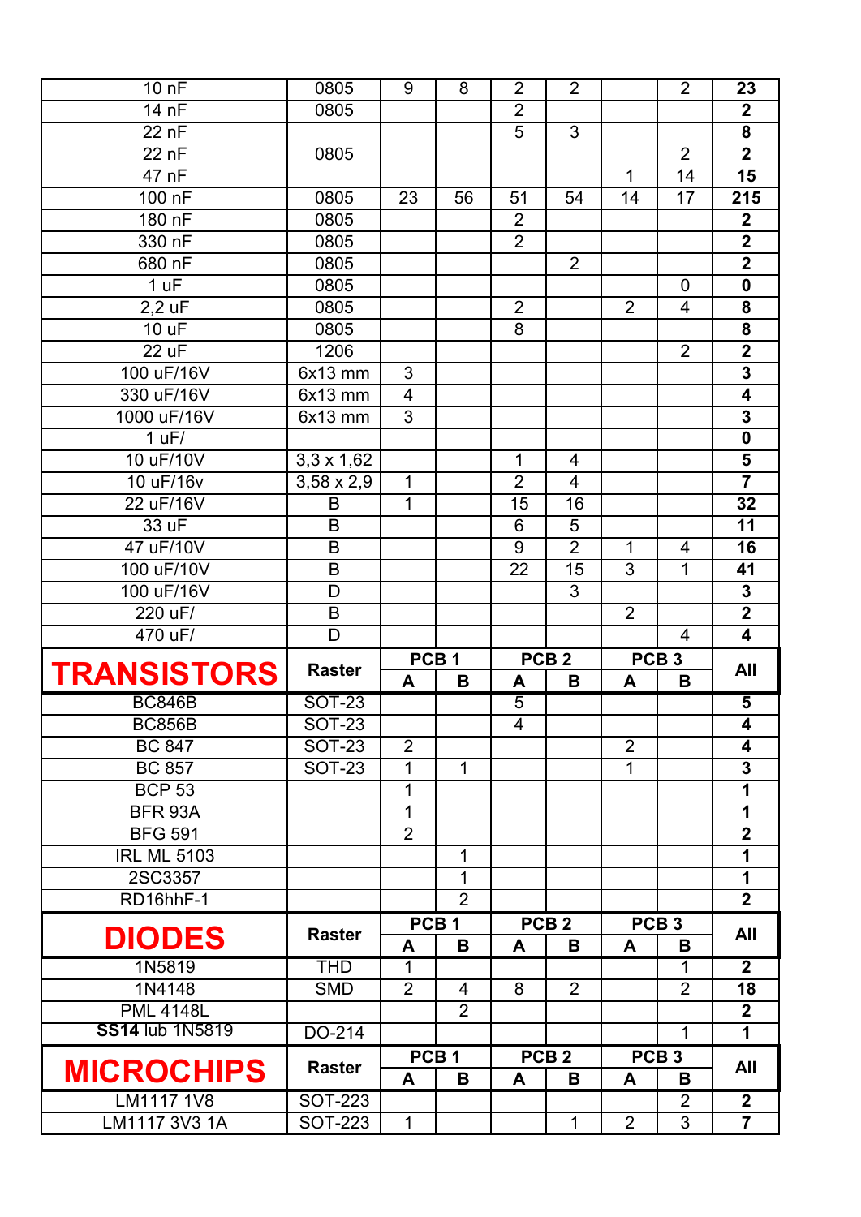| 10 nF | 0805 | 9 | 8 | 2 | 2 | | 2 | **23** |
|---|---|---|---|---|---|---|---|---|
| 14 nF | 0805 | | | 2 | | | | **2** |
| 22 nF | | | | 5 | 3 | | | **8** |
| 22 nF | 0805 | | | | | | 2 | **2** |
| 47 nF | | | | | | 1 | 14 | **15** |
| 100 nF | 0805 | 23 | 56 | 51 | 54 | 14 | 17 | **215** |
| 180 nF | 0805 | | | 2 | | | | **2** |
| 330 nF | 0805 | | | 2 | | | | **2** |
| 680 nF | 0805 | | | | 2 | | | **2** |
| 1 uF | 0805 | | | | | | 0 | **0** |
| 2,2 uF | 0805 | | | 2 | | 2 | 4 | **8** |
| 10 uF | 0805 | | | 8 | | | | **8** |
| 22 uF | 1206 | | | | | | 2 | **2** |
| 100 uF/16V | 6x13 mm | 3 | | | | | | **3** |
| 330 uF/16V | 6x13 mm | 4 | | | | | | **4** |
| 1000 uF/16V | 6x13 mm | 3 | | | | | | **3** |
| 1 uF/ | | | | | | | | **0** |
| 10 uF/10V | 3,3 x 1,62 | | | 1 | 4 | | | **5** |
| 10 uF/16v | 3,58 x 2,9 | 1 | | 2 | 4 | | | **7** |
| 22 uF/16V | B | 1 | | 15 | 16 | | | **32** |
| 33 uF | B | | | 6 | 5 | | | **11** |
| 47 uF/10V | B | | | 9 | 2 | 1 | 4 | **16** |
| 100 uF/10V | B | | | 22 | 15 | 3 | 1 | **41** |
| 100 uF/16V | D | | | | 3 | | | **3** |
| 220 uF/ | B | | | | | 2 | | **2** |
| 470 uF/ | D | | | | | | 4 | **4** |

| **TRANSISTORS** | **Raster** | **PCB 1** | | **PCB 2** | | **PCB 3** | | **All** |
|---|---|---|---|---|---|---|---|---|
| | | **A** | **B** | **A** | **B** | **A** | **B** | |
| BC846B | SOT-23 | | | 5 | | | | **5** |
| BC856B | SOT-23 | | | 4 | | | | **4** |
| BC 847 | SOT-23 | 2 | | | | 2 | | **4** |
| BC 857 | SOT-23 | 1 | 1 | | | 1 | | **3** |
| BCP 53 | | 1 | | | | | | **1** |
| BFR 93A | | 1 | | | | | | **1** |
| BFG 591 | | 2 | | | | | | **2** |
| IRL ML 5103 | | | 1 | | | | | **1** |
| 2SC3357 | | | 1 | | | | | **1** |
| RD16hhF-1 | | | 2 | | | | | **2** |

| **DIODES** | **Raster** | **PCB 1** | | **PCB 2** | | **PCB 3** | | **All** |
|---|---|---|---|---|---|---|---|---|
| | | **A** | **B** | **A** | **B** | **A** | **B** | |
| 1N5819 | THD | 1 | | | | | 1 | **2** |
| 1N4148 | SMD | 2 | 4 | 8 | 2 | | 2 | **18** |
| PML 4148L | | | 2 | | | | | **2** |
| **SS14** lub 1N5819 | DO-214 | | | | | | 1 | **1** |

| **MICROCHIPS** | **Raster** | **PCB 1** | | **PCB 2** | | **PCB 3** | | **All** |
|---|---|---|---|---|---|---|---|---|
| | | **A** | **B** | **A** | **B** | **A** | **B** | |
| LM1117 1V8 | SOT-223 | | | | | | 2 | **2** |
| LM1117 3V3 1A | SOT-223 | 1 | | | 1 | 2 | 3 | **7** |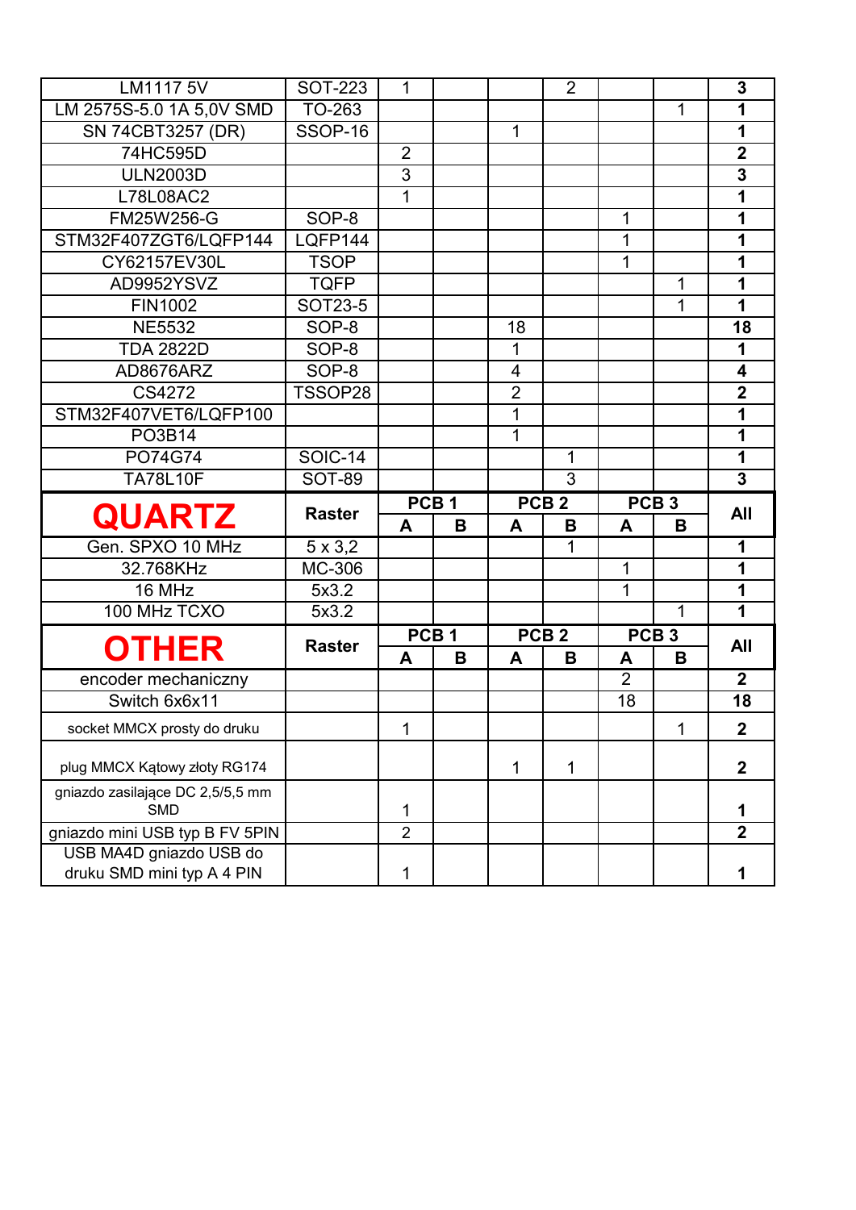| | | | | | | | | |
|---|---|---|---|---|---|---|---|---|
| LM1117 5V | SOT-223 | 1 | | | 2 | | | **3** |
| LM 2575S-5.0 1A 5,0V SMD | TO-263 | | | | | | 1 | **1** |
| SN 74CBT3257 (DR) | SSOP-16 | | | 1 | | | | **1** |
| 74HC595D | | 2 | | | | | | **2** |
| ULN2003D | | 3 | | | | | | **3** |
| L78L08AC2 | | 1 | | | | | | **1** |
| FM25W256-G | SOP-8 | | | | | 1 | | **1** |
| STM32F407ZGT6/LQFP144 | LQFP144 | | | | | 1 | | **1** |
| CY62157EV30L | TSOP | | | | | 1 | | **1** |
| AD9952YSVZ | TQFP | | | | | | 1 | **1** |
| FIN1002 | SOT23-5 | | | | | | 1 | **1** |
| NE5532 | SOP-8 | | | 18 | | | | **18** |
| TDA 2822D | SOP-8 | | | 1 | | | | **1** |
| AD8676ARZ | SOP-8 | | | 4 | | | | **4** |
| CS4272 | TSSOP28 | | | 2 | | | | **2** |
| STM32F407VET6/LQFP100 | | | | 1 | | | | **1** |
| PO3B14 | | | | 1 | | | | **1** |
| PO74G74 | SOIC-14 | | | | 1 | | | **1** |
| TA78L10F | SOT-89 | | | | 3 | | | **3** |

| **QUARTZ** | **Raster** | **PCB 1** | | **PCB 2** | | **PCB 3** | | **All** |
|---|---|---|---|---|---|---|---|---|
| | | **A** | **B** | **A** | **B** | **A** | **B** | |
| Gen. SPXO 10 MHz | 5 x 3,2 | | | | 1 | | | **1** |
| 32.768KHz | MC-306 | | | | | 1 | | **1** |
| 16 MHz | 5x3.2 | | | | | 1 | | **1** |
| 100 MHz TCXO | 5x3.2 | | | | | | 1 | **1** |

| **OTHER** | **Raster** | **PCB 1** | | **PCB 2** | | **PCB 3** | | **All** |
|---|---|---|---|---|---|---|---|---|
| | | **A** | **B** | **A** | **B** | **A** | **B** | |
| encoder mechaniczny | | | | | | 2 | | **2** |
| Switch 6x6x11 | | | | | | 18 | | **18** |
| socket MMCX prosty do druku | | 1 | | | | | 1 | **2** |
| plug MMCX Kątowy złoty RG174 | | | | 1 | 1 | | | **2** |
| gniazdo zasilające DC 2,5/5,5 mm SMD | | 1 | | | | | | **1** |
| gniazdo mini USB typ B FV 5PIN | | 2 | | | | | | **2** |
| USB MA4D gniazdo USB do druku SMD mini typ A 4 PIN | | 1 | | | | | | **1** |